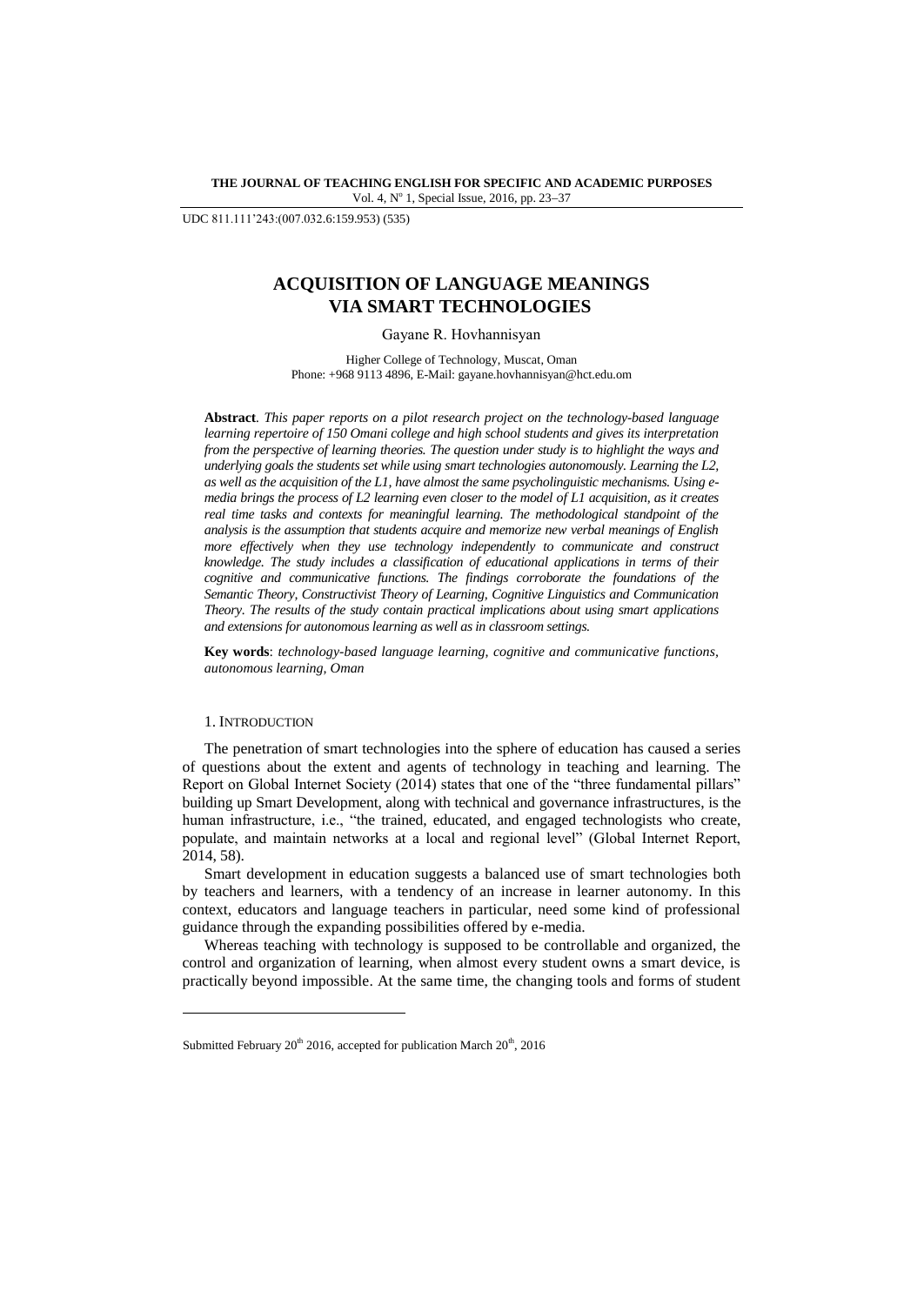UDC 811.111'243:(007.032.6:159.953) (535)

# ACQUISITION OF LANGUAGE MEANINGS VIA SMART TECHNOLOGIES

Gayane R. Hovhannisyan

Higher College of Technology, Muscat, Oman
Phone: +968 9113 4896, E-Mail: gayane.hovhannisyan@hct.edu.om

**Abstract**. *This paper reports on a pilot research project on the technology-based language learning repertoire of 150 Omani college and high school students and gives its interpretation from the perspective of learning theories. The question under study is to highlight the ways and underlying goals the students set while using smart technologies autonomously. Learning the L2, as well as the acquisition of the L1, have almost the same psycholinguistic mechanisms. Using e-media brings the process of L2 learning even closer to the model of L1 acquisition, as it creates real time tasks and contexts for meaningful learning. The methodological standpoint of the analysis is the assumption that students acquire and memorize new verbal meanings of English more effectively when they use technology independently to communicate and construct knowledge. The study includes a classification of educational applications in terms of their cognitive and communicative functions. The findings corroborate the foundations of the Semantic Theory, Constructivist Theory of Learning, Cognitive Linguistics and Communication Theory. The results of the study contain practical implications about using smart applications and extensions for autonomous learning as well as in classroom settings.*

**Key words**: *technology-based language learning, cognitive and communicative functions, autonomous learning, Oman*

## 1. Introduction

The penetration of smart technologies into the sphere of education has caused a series of questions about the extent and agents of technology in teaching and learning. The Report on Global Internet Society (2014) states that one of the "three fundamental pillars" building up Smart Development, along with technical and governance infrastructures, is the human infrastructure, i.e., "the trained, educated, and engaged technologists who create, populate, and maintain networks at a local and regional level" (Global Internet Report, 2014, 58).

Smart development in education suggests a balanced use of smart technologies both by teachers and learners, with a tendency of an increase in learner autonomy. In this context, educators and language teachers in particular, need some kind of professional guidance through the expanding possibilities offered by e-media.

Whereas teaching with technology is supposed to be controllable and organized, the control and organization of learning, when almost every student owns a smart device, is practically beyond impossible. At the same time, the changing tools and forms of student

Submitted February 20th 2016, accepted for publication March 20th, 2016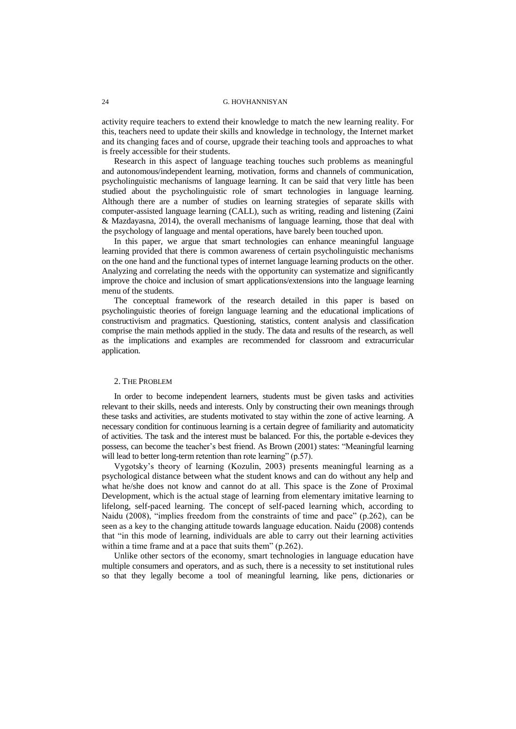activity require teachers to extend their knowledge to match the new learning reality. For this, teachers need to update their skills and knowledge in technology, the Internet market and its changing faces and of course, upgrade their teaching tools and approaches to what is freely accessible for their students.

Research in this aspect of language teaching touches such problems as meaningful and autonomous/independent learning, motivation, forms and channels of communication, psycholinguistic mechanisms of language learning. It can be said that very little has been studied about the psycholinguistic role of smart technologies in language learning. Although there are a number of studies on learning strategies of separate skills with computer-assisted language learning (CALL), such as writing, reading and listening (Zaini & Mazdayasna, 2014), the overall mechanisms of language learning, those that deal with the psychology of language and mental operations, have barely been touched upon.

In this paper, we argue that smart technologies can enhance meaningful language learning provided that there is common awareness of certain psycholinguistic mechanisms on the one hand and the functional types of internet language learning products on the other. Analyzing and correlating the needs with the opportunity can systematize and significantly improve the choice and inclusion of smart applications/extensions into the language learning menu of the students.

The conceptual framework of the research detailed in this paper is based on psycholinguistic theories of foreign language learning and the educational implications of constructivism and pragmatics. Questioning, statistics, content analysis and classification comprise the main methods applied in the study. The data and results of the research, as well as the implications and examples are recommended for classroom and extracurricular application.

## 2. The Problem

In order to become independent learners, students must be given tasks and activities relevant to their skills, needs and interests. Only by constructing their own meanings through these tasks and activities, are students motivated to stay within the zone of active learning. A necessary condition for continuous learning is a certain degree of familiarity and automaticity of activities. The task and the interest must be balanced. For this, the portable e-devices they possess, can become the teacher's best friend. As Brown (2001) states: "Meaningful learning will lead to better long-term retention than rote learning" (p.57).

Vygotsky's theory of learning (Kozulin, 2003) presents meaningful learning as a psychological distance between what the student knows and can do without any help and what he/she does not know and cannot do at all. This space is the Zone of Proximal Development, which is the actual stage of learning from elementary imitative learning to lifelong, self-paced learning. The concept of self-paced learning which, according to Naidu (2008), "implies freedom from the constraints of time and pace" (p.262), can be seen as a key to the changing attitude towards language education. Naidu (2008) contends that "in this mode of learning, individuals are able to carry out their learning activities within a time frame and at a pace that suits them" (p.262).

Unlike other sectors of the economy, smart technologies in language education have multiple consumers and operators, and as such, there is a necessity to set institutional rules so that they legally become a tool of meaningful learning, like pens, dictionaries or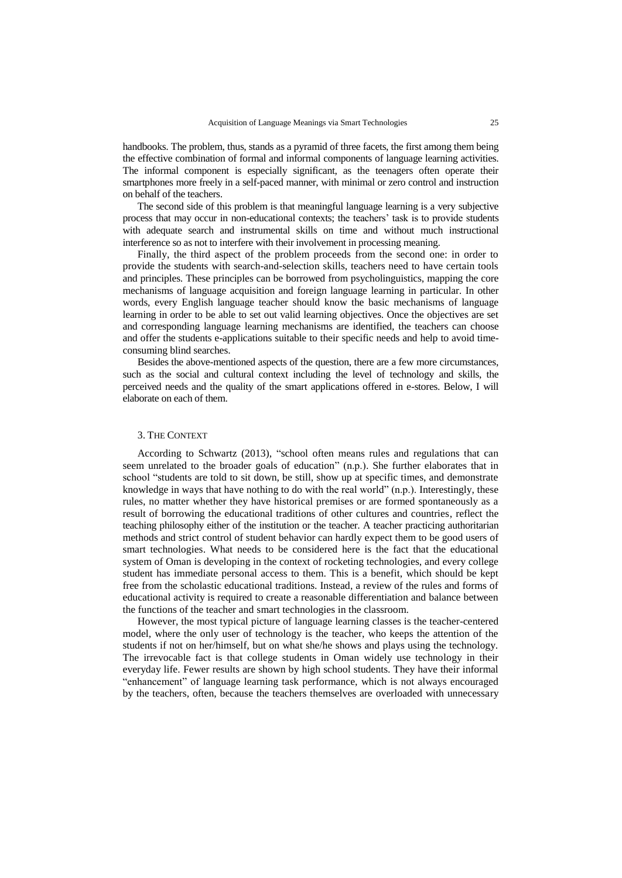handbooks. The problem, thus, stands as a pyramid of three facets, the first among them being the effective combination of formal and informal components of language learning activities. The informal component is especially significant, as the teenagers often operate their smartphones more freely in a self-paced manner, with minimal or zero control and instruction on behalf of the teachers.

The second side of this problem is that meaningful language learning is a very subjective process that may occur in non-educational contexts; the teachers' task is to provide students with adequate search and instrumental skills on time and without much instructional interference so as not to interfere with their involvement in processing meaning.

Finally, the third aspect of the problem proceeds from the second one: in order to provide the students with search-and-selection skills, teachers need to have certain tools and principles. These principles can be borrowed from psycholinguistics, mapping the core mechanisms of language acquisition and foreign language learning in particular. In other words, every English language teacher should know the basic mechanisms of language learning in order to be able to set out valid learning objectives. Once the objectives are set and corresponding language learning mechanisms are identified, the teachers can choose and offer the students e-applications suitable to their specific needs and help to avoid time-consuming blind searches.

Besides the above-mentioned aspects of the question, there are a few more circumstances, such as the social and cultural context including the level of technology and skills, the perceived needs and the quality of the smart applications offered in e-stores. Below, I will elaborate on each of them.

## 3. The Context

According to Schwartz (2013), "school often means rules and regulations that can seem unrelated to the broader goals of education" (n.p.). She further elaborates that in school "students are told to sit down, be still, show up at specific times, and demonstrate knowledge in ways that have nothing to do with the real world" (n.p.). Interestingly, these rules, no matter whether they have historical premises or are formed spontaneously as a result of borrowing the educational traditions of other cultures and countries, reflect the teaching philosophy either of the institution or the teacher. A teacher practicing authoritarian methods and strict control of student behavior can hardly expect them to be good users of smart technologies. What needs to be considered here is the fact that the educational system of Oman is developing in the context of rocketing technologies, and every college student has immediate personal access to them. This is a benefit, which should be kept free from the scholastic educational traditions. Instead, a review of the rules and forms of educational activity is required to create a reasonable differentiation and balance between the functions of the teacher and smart technologies in the classroom.

However, the most typical picture of language learning classes is the teacher-centered model, where the only user of technology is the teacher, who keeps the attention of the students if not on her/himself, but on what she/he shows and plays using the technology. The irrevocable fact is that college students in Oman widely use technology in their everyday life. Fewer results are shown by high school students. They have their informal "enhancement" of language learning task performance, which is not always encouraged by the teachers, often, because the teachers themselves are overloaded with unnecessary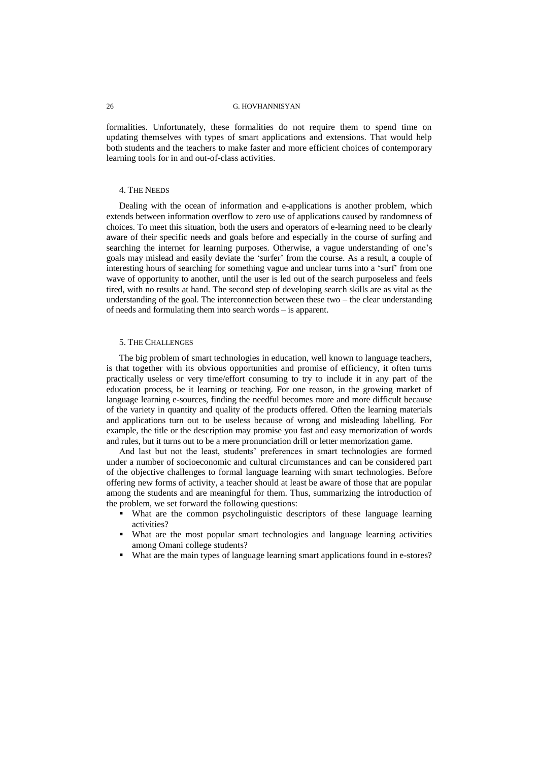formalities. Unfortunately, these formalities do not require them to spend time on updating themselves with types of smart applications and extensions. That would help both students and the teachers to make faster and more efficient choices of contemporary learning tools for in and out-of-class activities.

## 4. The Needs

Dealing with the ocean of information and e-applications is another problem, which extends between information overflow to zero use of applications caused by randomness of choices. To meet this situation, both the users and operators of e-learning need to be clearly aware of their specific needs and goals before and especially in the course of surfing and searching the internet for learning purposes. Otherwise, a vague understanding of one's goals may mislead and easily deviate the 'surfer' from the course. As a result, a couple of interesting hours of searching for something vague and unclear turns into a 'surf' from one wave of opportunity to another, until the user is led out of the search purposeless and feels tired, with no results at hand. The second step of developing search skills are as vital as the understanding of the goal. The interconnection between these two – the clear understanding of needs and formulating them into search words – is apparent.

## 5. The Challenges

The big problem of smart technologies in education, well known to language teachers, is that together with its obvious opportunities and promise of efficiency, it often turns practically useless or very time/effort consuming to try to include it in any part of the education process, be it learning or teaching. For one reason, in the growing market of language learning e-sources, finding the needful becomes more and more difficult because of the variety in quantity and quality of the products offered. Often the learning materials and applications turn out to be useless because of wrong and misleading labelling. For example, the title or the description may promise you fast and easy memorization of words and rules, but it turns out to be a mere pronunciation drill or letter memorization game.

And last but not the least, students' preferences in smart technologies are formed under a number of socioeconomic and cultural circumstances and can be considered part of the objective challenges to formal language learning with smart technologies. Before offering new forms of activity, a teacher should at least be aware of those that are popular among the students and are meaningful for them. Thus, summarizing the introduction of the problem, we set forward the following questions:

- What are the common psycholinguistic descriptors of these language learning activities?
- What are the most popular smart technologies and language learning activities among Omani college students?
- What are the main types of language learning smart applications found in e-stores?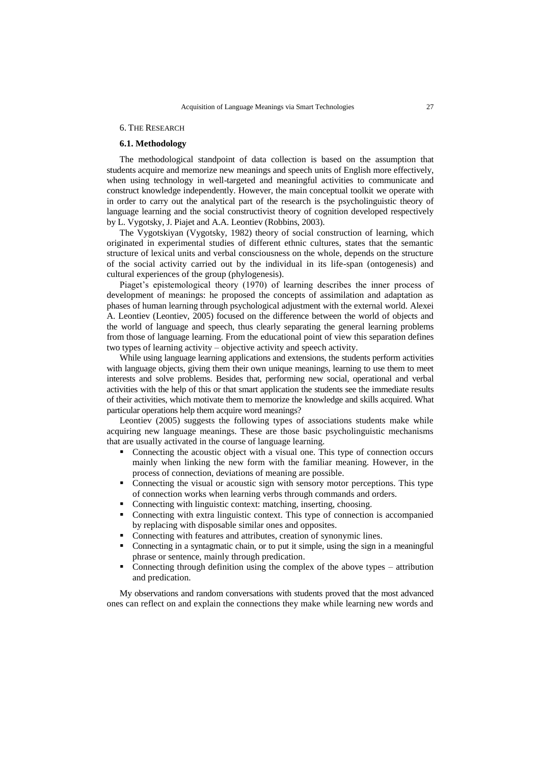## 6. The Research

### 6.1. Methodology

The methodological standpoint of data collection is based on the assumption that students acquire and memorize new meanings and speech units of English more effectively, when using technology in well-targeted and meaningful activities to communicate and construct knowledge independently. However, the main conceptual toolkit we operate with in order to carry out the analytical part of the research is the psycholinguistic theory of language learning and the social constructivist theory of cognition developed respectively by L. Vygotsky, J. Piajet and A.A. Leontiev (Robbins, 2003).

The Vygotskiyan (Vygotsky, 1982) theory of social construction of learning, which originated in experimental studies of different ethnic cultures, states that the semantic structure of lexical units and verbal consciousness on the whole, depends on the structure of the social activity carried out by the individual in its life-span (ontogenesis) and cultural experiences of the group (phylogenesis).

Piaget's epistemological theory (1970) of learning describes the inner process of development of meanings: he proposed the concepts of assimilation and adaptation as phases of human learning through psychological adjustment with the external world. Alexei A. Leontiev (Leontiev, 2005) focused on the difference between the world of objects and the world of language and speech, thus clearly separating the general learning problems from those of language learning. From the educational point of view this separation defines two types of learning activity – objective activity and speech activity.

While using language learning applications and extensions, the students perform activities with language objects, giving them their own unique meanings, learning to use them to meet interests and solve problems. Besides that, performing new social, operational and verbal activities with the help of this or that smart application the students see the immediate results of their activities, which motivate them to memorize the knowledge and skills acquired. What particular operations help them acquire word meanings?

Leontiev (2005) suggests the following types of associations students make while acquiring new language meanings. These are those basic psycholinguistic mechanisms that are usually activated in the course of language learning.

- Connecting the acoustic object with a visual one. This type of connection occurs mainly when linking the new form with the familiar meaning. However, in the process of connection, deviations of meaning are possible.
- Connecting the visual or acoustic sign with sensory motor perceptions. This type of connection works when learning verbs through commands and orders.
- Connecting with linguistic context: matching, inserting, choosing.
- Connecting with extra linguistic context. This type of connection is accompanied by replacing with disposable similar ones and opposites.
- Connecting with features and attributes, creation of synonymic lines.
- Connecting in a syntagmatic chain, or to put it simple, using the sign in a meaningful phrase or sentence, mainly through predication.
- Connecting through definition using the complex of the above types – attribution and predication.

My observations and random conversations with students proved that the most advanced ones can reflect on and explain the connections they make while learning new words and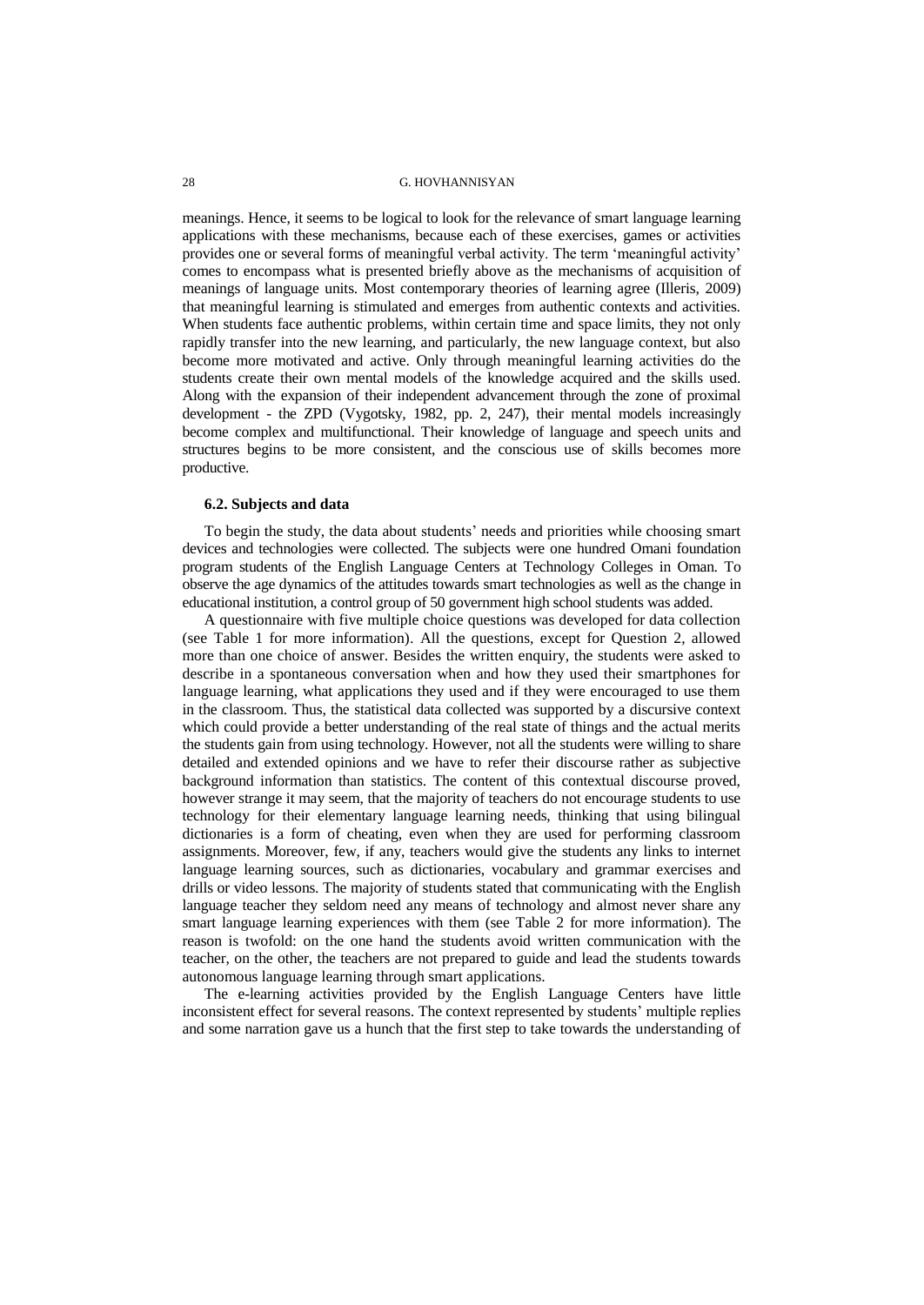meanings. Hence, it seems to be logical to look for the relevance of smart language learning applications with these mechanisms, because each of these exercises, games or activities provides one or several forms of meaningful verbal activity. The term 'meaningful activity' comes to encompass what is presented briefly above as the mechanisms of acquisition of meanings of language units. Most contemporary theories of learning agree (Illeris, 2009) that meaningful learning is stimulated and emerges from authentic contexts and activities. When students face authentic problems, within certain time and space limits, they not only rapidly transfer into the new learning, and particularly, the new language context, but also become more motivated and active. Only through meaningful learning activities do the students create their own mental models of the knowledge acquired and the skills used. Along with the expansion of their independent advancement through the zone of proximal development - the ZPD (Vygotsky, 1982, pp. 2, 247), their mental models increasingly become complex and multifunctional. Their knowledge of language and speech units and structures begins to be more consistent, and the conscious use of skills becomes more productive.

### 6.2. Subjects and data

To begin the study, the data about students' needs and priorities while choosing smart devices and technologies were collected. The subjects were one hundred Omani foundation program students of the English Language Centers at Technology Colleges in Oman. To observe the age dynamics of the attitudes towards smart technologies as well as the change in educational institution, a control group of 50 government high school students was added.

A questionnaire with five multiple choice questions was developed for data collection (see Table 1 for more information). All the questions, except for Question 2, allowed more than one choice of answer. Besides the written enquiry, the students were asked to describe in a spontaneous conversation when and how they used their smartphones for language learning, what applications they used and if they were encouraged to use them in the classroom. Thus, the statistical data collected was supported by a discursive context which could provide a better understanding of the real state of things and the actual merits the students gain from using technology. However, not all the students were willing to share detailed and extended opinions and we have to refer their discourse rather as subjective background information than statistics. The content of this contextual discourse proved, however strange it may seem, that the majority of teachers do not encourage students to use technology for their elementary language learning needs, thinking that using bilingual dictionaries is a form of cheating, even when they are used for performing classroom assignments. Moreover, few, if any, teachers would give the students any links to internet language learning sources, such as dictionaries, vocabulary and grammar exercises and drills or video lessons. The majority of students stated that communicating with the English language teacher they seldom need any means of technology and almost never share any smart language learning experiences with them (see Table 2 for more information). The reason is twofold: on the one hand the students avoid written communication with the teacher, on the other, the teachers are not prepared to guide and lead the students towards autonomous language learning through smart applications.

The e-learning activities provided by the English Language Centers have little inconsistent effect for several reasons. The context represented by students' multiple replies and some narration gave us a hunch that the first step to take towards the understanding of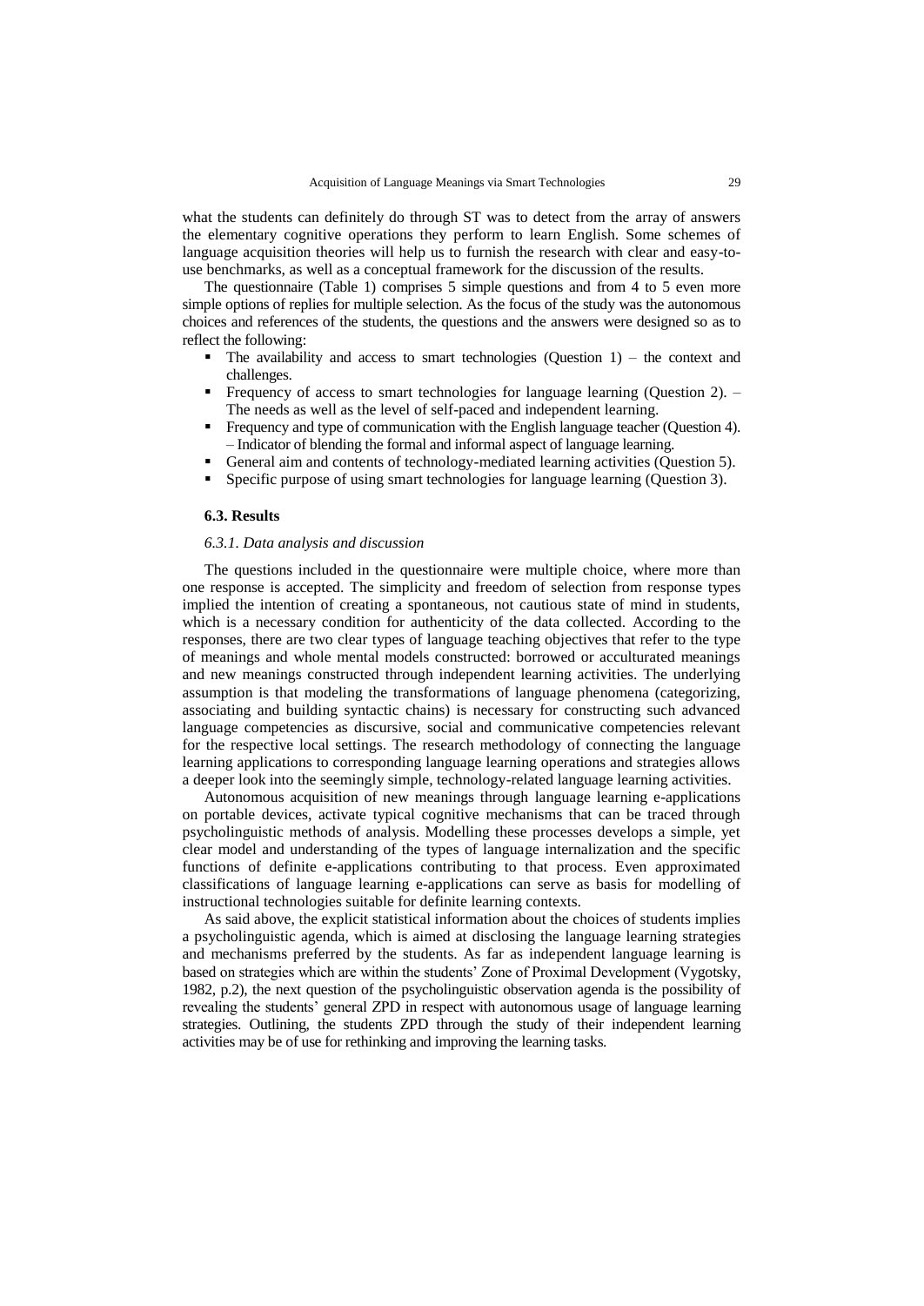what the students can definitely do through ST was to detect from the array of answers the elementary cognitive operations they perform to learn English. Some schemes of language acquisition theories will help us to furnish the research with clear and easy-to-use benchmarks, as well as a conceptual framework for the discussion of the results.

The questionnaire (Table 1) comprises 5 simple questions and from 4 to 5 even more simple options of replies for multiple selection. As the focus of the study was the autonomous choices and references of the students, the questions and the answers were designed so as to reflect the following:

- The availability and access to smart technologies (Question 1) – the context and challenges.
- Frequency of access to smart technologies for language learning (Question 2). – The needs as well as the level of self-paced and independent learning.
- Frequency and type of communication with the English language teacher (Question 4). – Indicator of blending the formal and informal aspect of language learning.
- General aim and contents of technology-mediated learning activities (Question 5).
- Specific purpose of using smart technologies for language learning (Question 3).

### 6.3. Results

#### *6.3.1. Data analysis and discussion*

The questions included in the questionnaire were multiple choice, where more than one response is accepted. The simplicity and freedom of selection from response types implied the intention of creating a spontaneous, not cautious state of mind in students, which is a necessary condition for authenticity of the data collected. According to the responses, there are two clear types of language teaching objectives that refer to the type of meanings and whole mental models constructed: borrowed or acculturated meanings and new meanings constructed through independent learning activities. The underlying assumption is that modeling the transformations of language phenomena (categorizing, associating and building syntactic chains) is necessary for constructing such advanced language competencies as discursive, social and communicative competencies relevant for the respective local settings. The research methodology of connecting the language learning applications to corresponding language learning operations and strategies allows a deeper look into the seemingly simple, technology-related language learning activities.

Autonomous acquisition of new meanings through language learning e-applications on portable devices, activate typical cognitive mechanisms that can be traced through psycholinguistic methods of analysis. Modelling these processes develops a simple, yet clear model and understanding of the types of language internalization and the specific functions of definite e-applications contributing to that process. Even approximated classifications of language learning e-applications can serve as basis for modelling of instructional technologies suitable for definite learning contexts.

As said above, the explicit statistical information about the choices of students implies a psycholinguistic agenda, which is aimed at disclosing the language learning strategies and mechanisms preferred by the students. As far as independent language learning is based on strategies which are within the students' Zone of Proximal Development (Vygotsky, 1982, p.2), the next question of the psycholinguistic observation agenda is the possibility of revealing the students' general ZPD in respect with autonomous usage of language learning strategies. Outlining, the students ZPD through the study of their independent learning activities may be of use for rethinking and improving the learning tasks.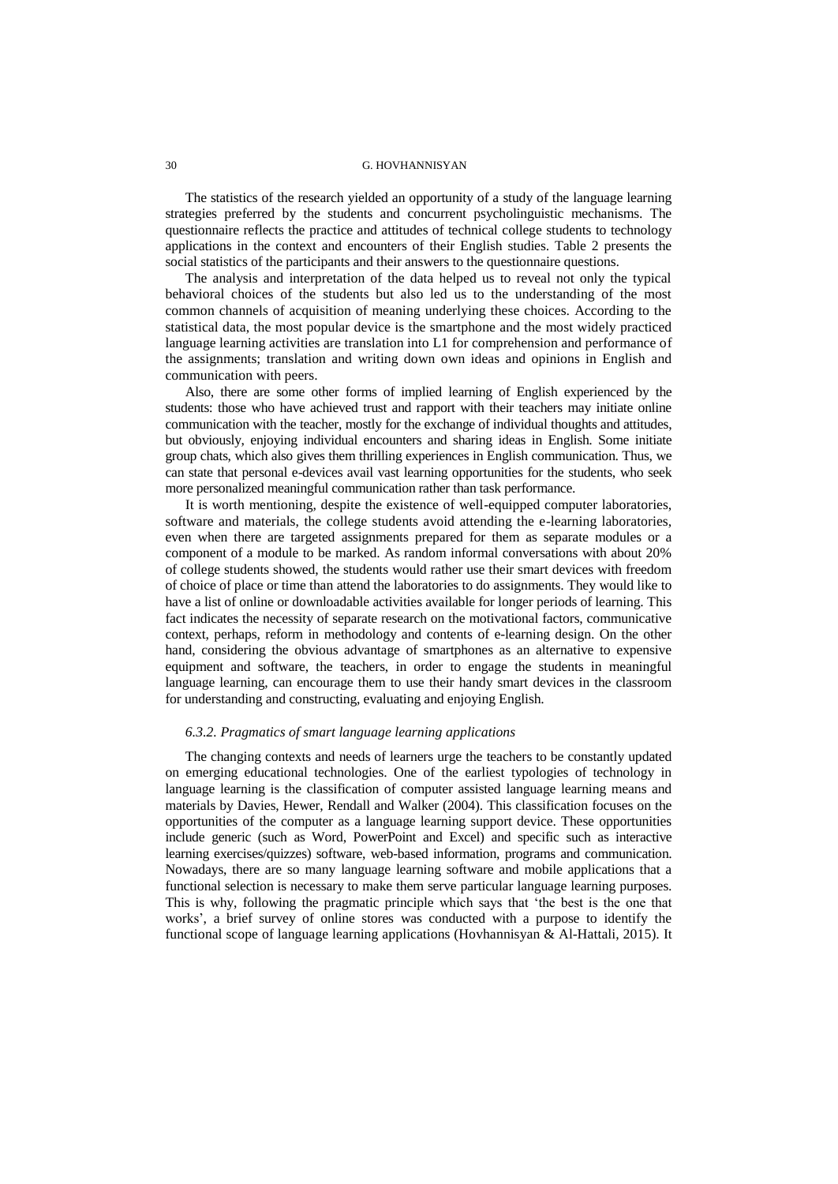The statistics of the research yielded an opportunity of a study of the language learning strategies preferred by the students and concurrent psycholinguistic mechanisms. The questionnaire reflects the practice and attitudes of technical college students to technology applications in the context and encounters of their English studies. Table 2 presents the social statistics of the participants and their answers to the questionnaire questions.

The analysis and interpretation of the data helped us to reveal not only the typical behavioral choices of the students but also led us to the understanding of the most common channels of acquisition of meaning underlying these choices. According to the statistical data, the most popular device is the smartphone and the most widely practiced language learning activities are translation into L1 for comprehension and performance of the assignments; translation and writing down own ideas and opinions in English and communication with peers.

Also, there are some other forms of implied learning of English experienced by the students: those who have achieved trust and rapport with their teachers may initiate online communication with the teacher, mostly for the exchange of individual thoughts and attitudes, but obviously, enjoying individual encounters and sharing ideas in English. Some initiate group chats, which also gives them thrilling experiences in English communication. Thus, we can state that personal e-devices avail vast learning opportunities for the students, who seek more personalized meaningful communication rather than task performance.

It is worth mentioning, despite the existence of well-equipped computer laboratories, software and materials, the college students avoid attending the e-learning laboratories, even when there are targeted assignments prepared for them as separate modules or a component of a module to be marked. As random informal conversations with about 20% of college students showed, the students would rather use their smart devices with freedom of choice of place or time than attend the laboratories to do assignments. They would like to have a list of online or downloadable activities available for longer periods of learning. This fact indicates the necessity of separate research on the motivational factors, communicative context, perhaps, reform in methodology and contents of e-learning design. On the other hand, considering the obvious advantage of smartphones as an alternative to expensive equipment and software, the teachers, in order to engage the students in meaningful language learning, can encourage them to use their handy smart devices in the classroom for understanding and constructing, evaluating and enjoying English.

### *6.3.2. Pragmatics of smart language learning applications*

The changing contexts and needs of learners urge the teachers to be constantly updated on emerging educational technologies. One of the earliest typologies of technology in language learning is the classification of computer assisted language learning means and materials by Davies, Hewer, Rendall and Walker (2004). This classification focuses on the opportunities of the computer as a language learning support device. These opportunities include generic (such as Word, PowerPoint and Excel) and specific such as interactive learning exercises/quizzes) software, web-based information, programs and communication. Nowadays, there are so many language learning software and mobile applications that a functional selection is necessary to make them serve particular language learning purposes. This is why, following the pragmatic principle which says that 'the best is the one that works', a brief survey of online stores was conducted with a purpose to identify the functional scope of language learning applications (Hovhannisyan & Al-Hattali, 2015). It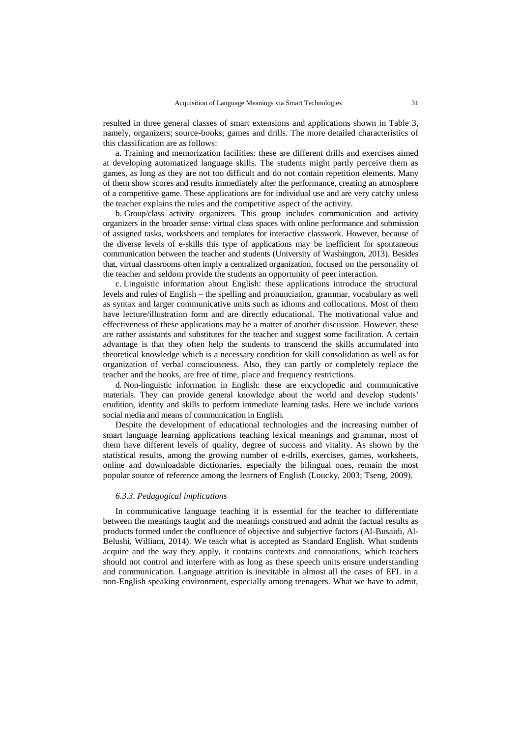resulted in three general classes of smart extensions and applications shown in Table 3, namely, organizers; source-books; games and drills. The more detailed characteristics of this classification are as follows:

a. Training and memorization facilities: these are different drills and exercises aimed at developing automatized language skills. The students might partly perceive them as games, as long as they are not too difficult and do not contain repetition elements. Many of them show scores and results immediately after the performance, creating an atmosphere of a competitive game. These applications are for individual use and are very catchy unless the teacher explains the rules and the competitive aspect of the activity.

b. Group/class activity organizers. This group includes communication and activity organizers in the broader sense: virtual class spaces with online performance and submission of assigned tasks, worksheets and templates for interactive classwork. However, because of the diverse levels of e-skills this type of applications may be inefficient for spontaneous communication between the teacher and students (University of Washington, 2013). Besides that, virtual classrooms often imply a centralized organization, focused on the personality of the teacher and seldom provide the students an opportunity of peer interaction.

c. Linguistic information about English: these applications introduce the structural levels and rules of English – the spelling and pronunciation, grammar, vocabulary as well as syntax and larger communicative units such as idioms and collocations. Most of them have lecture/illustration form and are directly educational. The motivational value and effectiveness of these applications may be a matter of another discussion. However, these are rather assistants and substitutes for the teacher and suggest some facilitation. A certain advantage is that they often help the students to transcend the skills accumulated into theoretical knowledge which is a necessary condition for skill consolidation as well as for organization of verbal consciousness. Also, they can partly or completely replace the teacher and the books, are free of time, place and frequency restrictions.

d. Non-linguistic information in English: these are encyclopedic and communicative materials. They can provide general knowledge about the world and develop students' erudition, identity and skills to perform immediate learning tasks. Here we include various social media and means of communication in English.

Despite the development of educational technologies and the increasing number of smart language learning applications teaching lexical meanings and grammar, most of them have different levels of quality, degree of success and vitality. As shown by the statistical results, among the growing number of e-drills, exercises, games, worksheets, online and downloadable dictionaries, especially the bilingual ones, remain the most popular source of reference among the learners of English (Loucky, 2003; Tseng, 2009).

#### *6.3.3. Pedagogical implications*

In communicative language teaching it is essential for the teacher to differentiate between the meanings taught and the meanings construed and admit the factual results as products formed under the confluence of objective and subjective factors (Al-Busaidi, Al-Belushi, William, 2014). We teach what is accepted as Standard English. What students acquire and the way they apply, it contains contexts and connotations, which teachers should not control and interfere with as long as these speech units ensure understanding and communication. Language attrition is inevitable in almost all the cases of EFL in a non-English speaking environment, especially among teenagers. What we have to admit,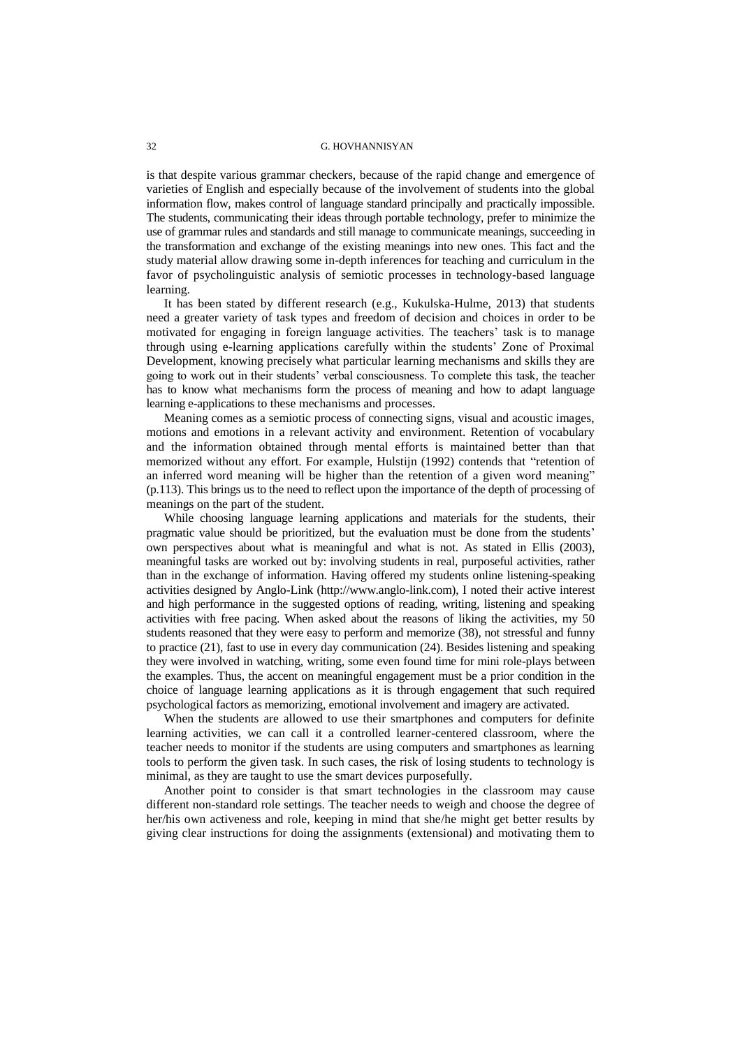is that despite various grammar checkers, because of the rapid change and emergence of varieties of English and especially because of the involvement of students into the global information flow, makes control of language standard principally and practically impossible. The students, communicating their ideas through portable technology, prefer to minimize the use of grammar rules and standards and still manage to communicate meanings, succeeding in the transformation and exchange of the existing meanings into new ones. This fact and the study material allow drawing some in-depth inferences for teaching and curriculum in the favor of psycholinguistic analysis of semiotic processes in technology-based language learning.

It has been stated by different research (e.g., Kukulska-Hulme, 2013) that students need a greater variety of task types and freedom of decision and choices in order to be motivated for engaging in foreign language activities. The teachers' task is to manage through using e-learning applications carefully within the students' Zone of Proximal Development, knowing precisely what particular learning mechanisms and skills they are going to work out in their students' verbal consciousness. To complete this task, the teacher has to know what mechanisms form the process of meaning and how to adapt language learning e-applications to these mechanisms and processes.

Meaning comes as a semiotic process of connecting signs, visual and acoustic images, motions and emotions in a relevant activity and environment. Retention of vocabulary and the information obtained through mental efforts is maintained better than that memorized without any effort. For example, Hulstijn (1992) contends that "retention of an inferred word meaning will be higher than the retention of a given word meaning" (p.113). This brings us to the need to reflect upon the importance of the depth of processing of meanings on the part of the student.

While choosing language learning applications and materials for the students, their pragmatic value should be prioritized, but the evaluation must be done from the students' own perspectives about what is meaningful and what is not. As stated in Ellis (2003), meaningful tasks are worked out by: involving students in real, purposeful activities, rather than in the exchange of information. Having offered my students online listening-speaking activities designed by Anglo-Link (http://www.anglo-link.com), I noted their active interest and high performance in the suggested options of reading, writing, listening and speaking activities with free pacing. When asked about the reasons of liking the activities, my 50 students reasoned that they were easy to perform and memorize (38), not stressful and funny to practice (21), fast to use in every day communication (24). Besides listening and speaking they were involved in watching, writing, some even found time for mini role-plays between the examples. Thus, the accent on meaningful engagement must be a prior condition in the choice of language learning applications as it is through engagement that such required psychological factors as memorizing, emotional involvement and imagery are activated.

When the students are allowed to use their smartphones and computers for definite learning activities, we can call it a controlled learner-centered classroom, where the teacher needs to monitor if the students are using computers and smartphones as learning tools to perform the given task. In such cases, the risk of losing students to technology is minimal, as they are taught to use the smart devices purposefully.

Another point to consider is that smart technologies in the classroom may cause different non-standard role settings. The teacher needs to weigh and choose the degree of her/his own activeness and role, keeping in mind that she/he might get better results by giving clear instructions for doing the assignments (extensional) and motivating them to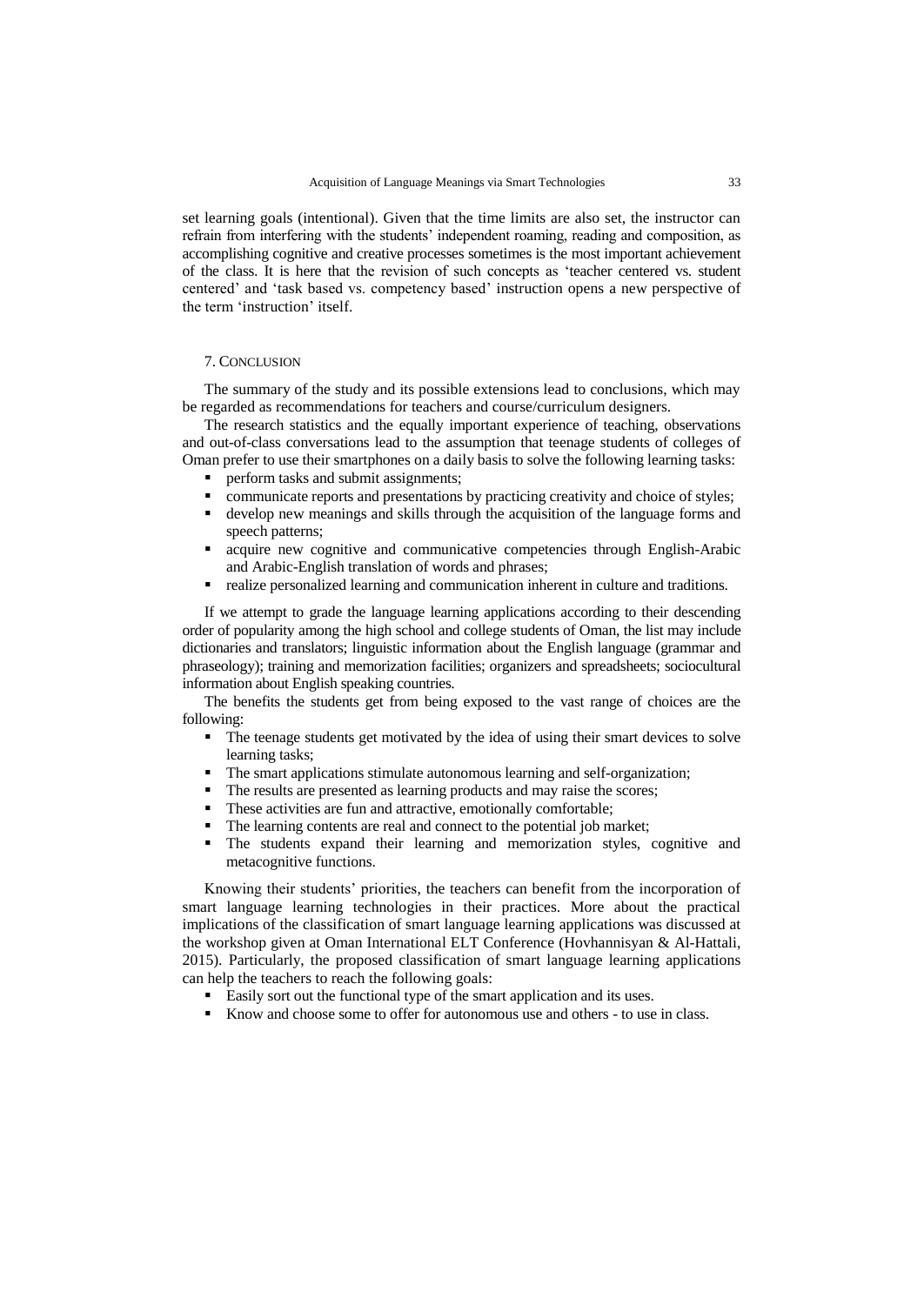set learning goals (intentional). Given that the time limits are also set, the instructor can refrain from interfering with the students' independent roaming, reading and composition, as accomplishing cognitive and creative processes sometimes is the most important achievement of the class. It is here that the revision of such concepts as 'teacher centered vs. student centered' and 'task based vs. competency based' instruction opens a new perspective of the term 'instruction' itself.

## 7. Conclusion

The summary of the study and its possible extensions lead to conclusions, which may be regarded as recommendations for teachers and course/curriculum designers.

The research statistics and the equally important experience of teaching, observations and out-of-class conversations lead to the assumption that teenage students of colleges of Oman prefer to use their smartphones on a daily basis to solve the following learning tasks:

- perform tasks and submit assignments;
- communicate reports and presentations by practicing creativity and choice of styles;
- develop new meanings and skills through the acquisition of the language forms and speech patterns;
- acquire new cognitive and communicative competencies through English-Arabic and Arabic-English translation of words and phrases;
- realize personalized learning and communication inherent in culture and traditions.

If we attempt to grade the language learning applications according to their descending order of popularity among the high school and college students of Oman, the list may include dictionaries and translators; linguistic information about the English language (grammar and phraseology); training and memorization facilities; organizers and spreadsheets; sociocultural information about English speaking countries.

The benefits the students get from being exposed to the vast range of choices are the following:

- The teenage students get motivated by the idea of using their smart devices to solve learning tasks;
- The smart applications stimulate autonomous learning and self-organization;
- The results are presented as learning products and may raise the scores;
- These activities are fun and attractive, emotionally comfortable;
- The learning contents are real and connect to the potential job market;
- The students expand their learning and memorization styles, cognitive and metacognitive functions.

Knowing their students' priorities, the teachers can benefit from the incorporation of smart language learning technologies in their practices. More about the practical implications of the classification of smart language learning applications was discussed at the workshop given at Oman International ELT Conference (Hovhannisyan & Al-Hattali, 2015). Particularly, the proposed classification of smart language learning applications can help the teachers to reach the following goals:

- Easily sort out the functional type of the smart application and its uses.
- Know and choose some to offer for autonomous use and others - to use in class.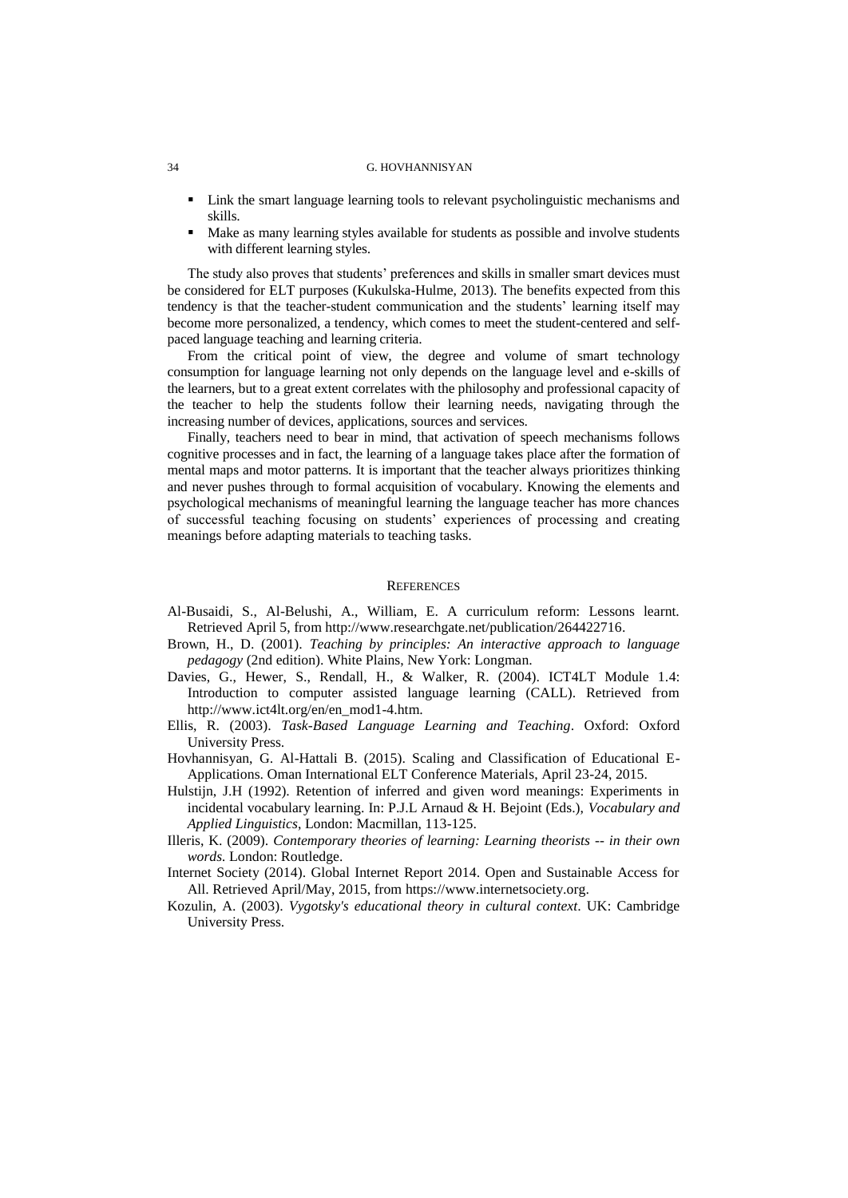- Link the smart language learning tools to relevant psycholinguistic mechanisms and skills.
- Make as many learning styles available for students as possible and involve students with different learning styles.

The study also proves that students' preferences and skills in smaller smart devices must be considered for ELT purposes (Kukulska-Hulme, 2013). The benefits expected from this tendency is that the teacher-student communication and the students' learning itself may become more personalized, a tendency, which comes to meet the student-centered and self-paced language teaching and learning criteria.

From the critical point of view, the degree and volume of smart technology consumption for language learning not only depends on the language level and e-skills of the learners, but to a great extent correlates with the philosophy and professional capacity of the teacher to help the students follow their learning needs, navigating through the increasing number of devices, applications, sources and services.

Finally, teachers need to bear in mind, that activation of speech mechanisms follows cognitive processes and in fact, the learning of a language takes place after the formation of mental maps and motor patterns. It is important that the teacher always prioritizes thinking and never pushes through to formal acquisition of vocabulary. Knowing the elements and psychological mechanisms of meaningful learning the language teacher has more chances of successful teaching focusing on students' experiences of processing and creating meanings before adapting materials to teaching tasks.

## REFERENCES

Al-Busaidi, S., Al-Belushi, A., William, E. A curriculum reform: Lessons learnt. Retrieved April 5, from http://www.researchgate.net/publication/264422716.

Brown, H., D. (2001). *Teaching by principles: An interactive approach to language pedagogy* (2nd edition). White Plains, New York: Longman.

Davies, G., Hewer, S., Rendall, H., & Walker, R. (2004). ICT4LT Module 1.4: Introduction to computer assisted language learning (CALL). Retrieved from http://www.ict4lt.org/en/en_mod1-4.htm.

Ellis, R. (2003). *Task-Based Language Learning and Teaching*. Oxford: Oxford University Press.

Hovhannisyan, G. Al-Hattali B. (2015). Scaling and Classification of Educational E-Applications. Oman International ELT Conference Materials, April 23-24, 2015.

Hulstijn, J.H (1992). Retention of inferred and given word meanings: Experiments in incidental vocabulary learning. In: P.J.L Arnaud & H. Bejoint (Eds.), *Vocabulary and Applied Linguistics*, London: Macmillan, 113-125.

Illeris, K. (2009). *Contemporary theories of learning: Learning theorists -- in their own words.* London: Routledge.

Internet Society (2014). Global Internet Report 2014. Open and Sustainable Access for All. Retrieved April/May, 2015, from https://www.internetsociety.org.

Kozulin, A. (2003). *Vygotsky's educational theory in cultural context*. UK: Cambridge University Press.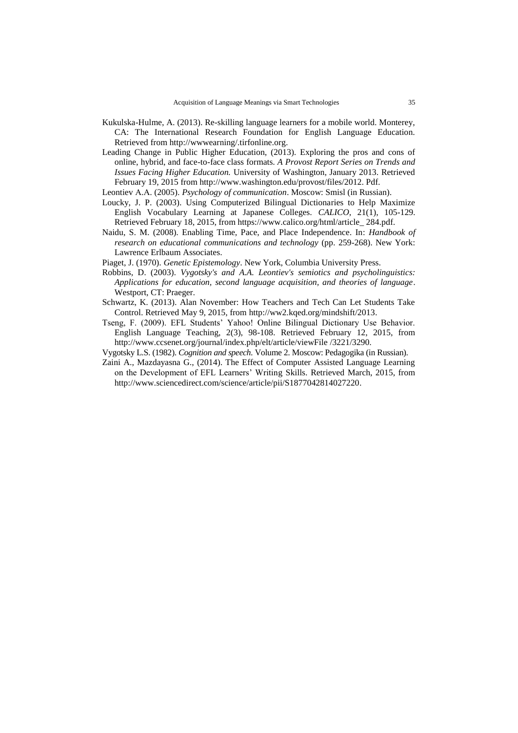Kukulska-Hulme, A. (2013). Re-skilling language learners for a mobile world. Monterey, CA: The International Research Foundation for English Language Education. Retrieved from http://wwwearning/.tirfonline.org.

Leading Change in Public Higher Education, (2013). Exploring the pros and cons of online, hybrid, and face-to-face class formats. *A Provost Report Series on Trends and Issues Facing Higher Education.* University of Washington, January 2013. Retrieved February 19, 2015 from http://www.washington.edu/provost/files/2012. Pdf.

Leontiev A.A. (2005). *Psychology of communication*. Moscow: Smisl (in Russian).

Loucky, J. P. (2003). Using Computerized Bilingual Dictionaries to Help Maximize English Vocabulary Learning at Japanese Colleges. *CALICO*, 21(1), 105-129. Retrieved February 18, 2015, from https://www.calico.org/html/article_ 284.pdf.

Naidu, S. M. (2008). Enabling Time, Pace, and Place Independence. In: *Handbook of research on educational communications and technology* (pp. 259-268). New York: Lawrence Erlbaum Associates.

Piaget, J. (1970). *Genetic Epistemology*. New York, Columbia University Press.

Robbins, D. (2003). *Vygotsky's and A.A. Leontiev's semiotics and psycholinguistics: Applications for education, second language acquisition, and theories of language*. Westport, CT: Praeger.

Schwartz, K. (2013). Alan November: How Teachers and Tech Can Let Students Take Control. Retrieved May 9, 2015, from http://ww2.kqed.org/mindshift/2013.

Tseng, F. (2009). EFL Students' Yahoo! Online Bilingual Dictionary Use Behavior. English Language Teaching, 2(3), 98-108. Retrieved February 12, 2015, from http://www.ccsenet.org/journal/index.php/elt/article/viewFile /3221/3290.

Vygotsky L.S. (1982). *Cognition and speech.* Volume 2. Moscow: Pedagogika (in Russian).

Zaini A., Mazdayasna G., (2014). The Effect of Computer Assisted Language Learning on the Development of EFL Learners' Writing Skills. Retrieved March, 2015, from http://www.sciencedirect.com/science/article/pii/S1877042814027220.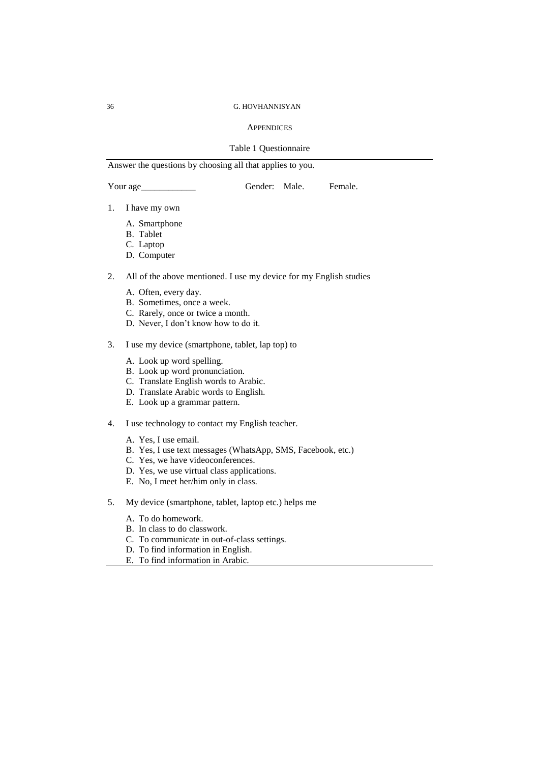## APPENDICES

Table 1 Questionnaire

Answer the questions by choosing all that applies to you.

Your age____________ Gender: Male. Female.

1. I have my own
   A. Smartphone
   B. Tablet
   C. Laptop
   D. Computer

2. All of the above mentioned. I use my device for my English studies
   A. Often, every day.
   B. Sometimes, once a week.
   C. Rarely, once or twice a month.
   D. Never, I don't know how to do it.

3. I use my device (smartphone, tablet, lap top) to
   A. Look up word spelling.
   B. Look up word pronunciation.
   C. Translate English words to Arabic.
   D. Translate Arabic words to English.
   E. Look up a grammar pattern.

4. I use technology to contact my English teacher.
   A. Yes, I use email.
   B. Yes, I use text messages (WhatsApp, SMS, Facebook, etc.)
   C. Yes, we have videoconferences.
   D. Yes, we use virtual class applications.
   E. No, I meet her/him only in class.

5. My device (smartphone, tablet, laptop etc.) helps me
   A. To do homework.
   B. In class to do classwork.
   C. To communicate in out-of-class settings.
   D. To find information in English.
   E. To find information in Arabic.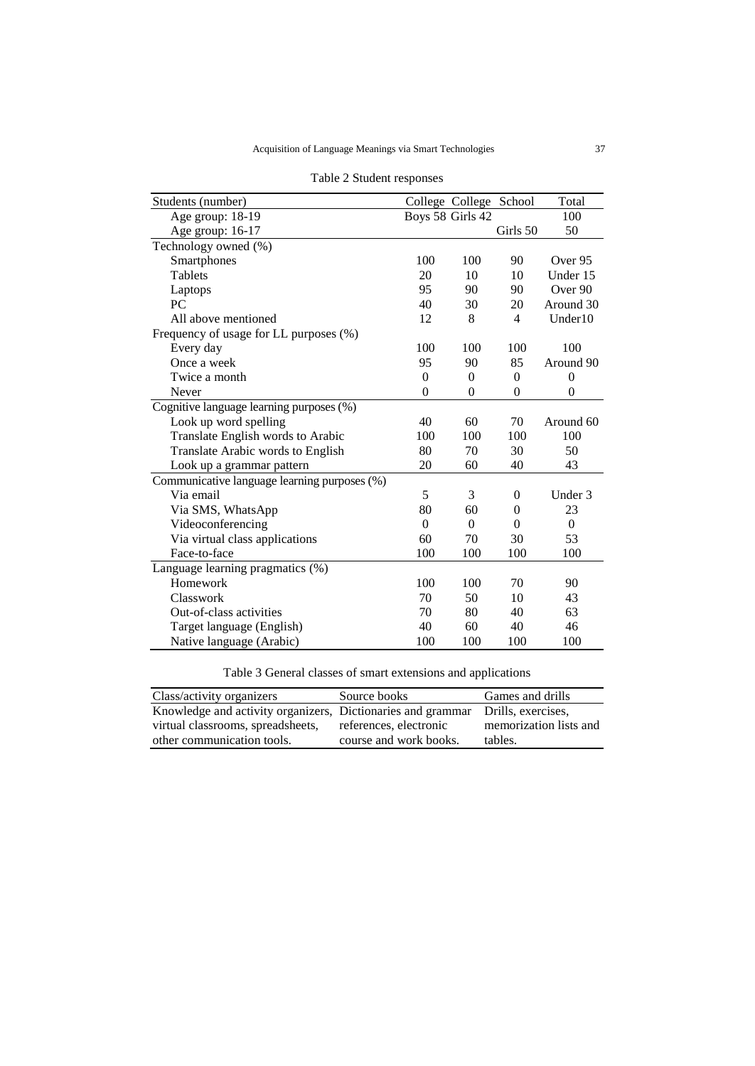Table 2 Student responses

| Students (number) | College | College | School | Total |
|---|---|---|---|---|
| Age group: 18-19 | Boys 58 | Girls 42 | | 100 |
| Age group: 16-17 | | | Girls 50 | 50 |
| Technology owned (%) | | | | |
| Smartphones | 100 | 100 | 90 | Over 95 |
| Tablets | 20 | 10 | 10 | Under 15 |
| Laptops | 95 | 90 | 90 | Over 90 |
| PC | 40 | 30 | 20 | Around 30 |
| All above mentioned | 12 | 8 | 4 | Under10 |
| Frequency of usage for LL purposes (%) | | | | |
| Every day | 100 | 100 | 100 | 100 |
| Once a week | 95 | 90 | 85 | Around 90 |
| Twice a month | 0 | 0 | 0 | 0 |
| Never | 0 | 0 | 0 | 0 |
| Cognitive language learning purposes (%) | | | | |
| Look up word spelling | 40 | 60 | 70 | Around 60 |
| Translate English words to Arabic | 100 | 100 | 100 | 100 |
| Translate Arabic words to English | 80 | 70 | 30 | 50 |
| Look up a grammar pattern | 20 | 60 | 40 | 43 |
| Communicative language learning purposes (%) | | | | |
| Via email | 5 | 3 | 0 | Under 3 |
| Via SMS, WhatsApp | 80 | 60 | 0 | 23 |
| Videoconferencing | 0 | 0 | 0 | 0 |
| Via virtual class applications | 60 | 70 | 30 | 53 |
| Face-to-face | 100 | 100 | 100 | 100 |
| Language learning pragmatics (%) | | | | |
| Homework | 100 | 100 | 70 | 90 |
| Classwork | 70 | 50 | 10 | 43 |
| Out-of-class activities | 70 | 80 | 40 | 63 |
| Target language (English) | 40 | 60 | 40 | 46 |
| Native language (Arabic) | 100 | 100 | 100 | 100 |

Table 3 General classes of smart extensions and applications

| Class/activity organizers | Source books | Games and drills |
|---|---|---|
| Knowledge and activity organizers, virtual classrooms, spreadsheets, other communication tools. | Dictionaries and grammar references, electronic course and work books. | Drills, exercises, memorization lists and tables. |